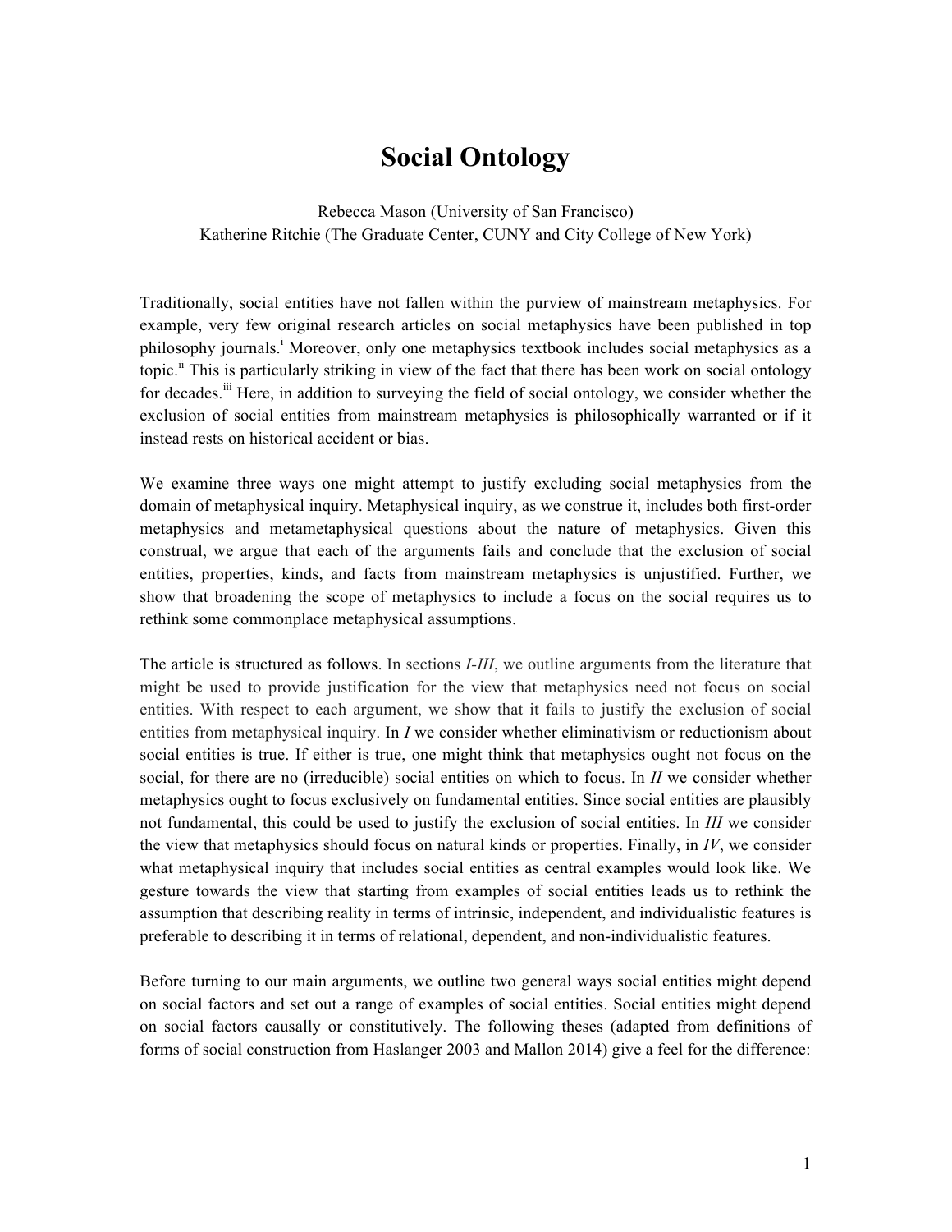# Social Ontology

Rebecca Mason (University of San Francisco)
Katherine Ritchie (The Graduate Center, CUNY and City College of New York)

Traditionally, social entities have not fallen within the purview of mainstream metaphysics. For example, very few original research articles on social metaphysics have been published in top philosophy journals.[i] Moreover, only one metaphysics textbook includes social metaphysics as a topic.[ii] This is particularly striking in view of the fact that there has been work on social ontology for decades.[iii] Here, in addition to surveying the field of social ontology, we consider whether the exclusion of social entities from mainstream metaphysics is philosophically warranted or if it instead rests on historical accident or bias.

We examine three ways one might attempt to justify excluding social metaphysics from the domain of metaphysical inquiry. Metaphysical inquiry, as we construe it, includes both first-order metaphysics and metametaphysical questions about the nature of metaphysics. Given this construal, we argue that each of the arguments fails and conclude that the exclusion of social entities, properties, kinds, and facts from mainstream metaphysics is unjustified. Further, we show that broadening the scope of metaphysics to include a focus on the social requires us to rethink some commonplace metaphysical assumptions.

The article is structured as follows. In sections *I-III*, we outline arguments from the literature that might be used to provide justification for the view that metaphysics need not focus on social entities. With respect to each argument, we show that it fails to justify the exclusion of social entities from metaphysical inquiry. In *I* we consider whether eliminativism or reductionism about social entities is true. If either is true, one might think that metaphysics ought not focus on the social, for there are no (irreducible) social entities on which to focus. In *II* we consider whether metaphysics ought to focus exclusively on fundamental entities. Since social entities are plausibly not fundamental, this could be used to justify the exclusion of social entities. In *III* we consider the view that metaphysics should focus on natural kinds or properties. Finally, in *IV*, we consider what metaphysical inquiry that includes social entities as central examples would look like. We gesture towards the view that starting from examples of social entities leads us to rethink the assumption that describing reality in terms of intrinsic, independent, and individualistic features is preferable to describing it in terms of relational, dependent, and non-individualistic features.

Before turning to our main arguments, we outline two general ways social entities might depend on social factors and set out a range of examples of social entities. Social entities might depend on social factors causally or constitutively. The following theses (adapted from definitions of forms of social construction from Haslanger 2003 and Mallon 2014) give a feel for the difference: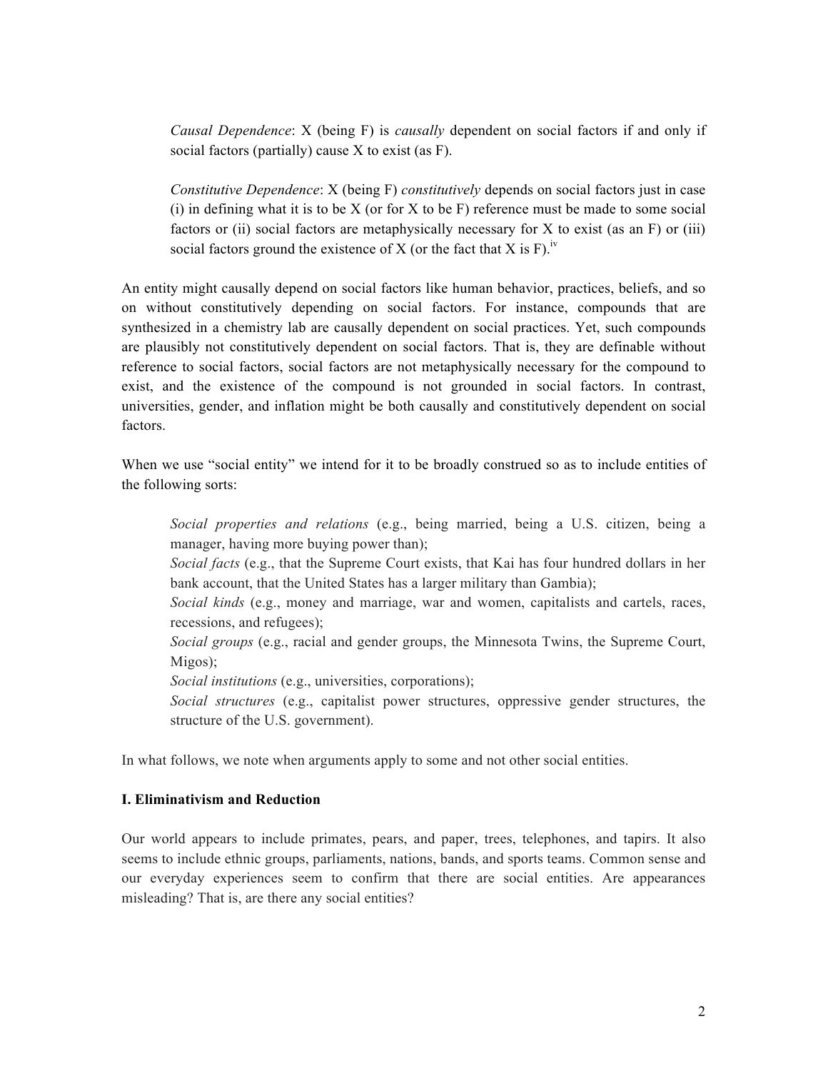*Causal Dependence*: X (being F) is *causally* dependent on social factors if and only if social factors (partially) cause X to exist (as F).

*Constitutive Dependence*: X (being F) *constitutively* depends on social factors just in case (i) in defining what it is to be X (or for X to be F) reference must be made to some social factors or (ii) social factors are metaphysically necessary for X to exist (as an F) or (iii) social factors ground the existence of X (or the fact that X is F).[iv]

An entity might causally depend on social factors like human behavior, practices, beliefs, and so on without constitutively depending on social factors. For instance, compounds that are synthesized in a chemistry lab are causally dependent on social practices. Yet, such compounds are plausibly not constitutively dependent on social factors. That is, they are definable without reference to social factors, social factors are not metaphysically necessary for the compound to exist, and the existence of the compound is not grounded in social factors. In contrast, universities, gender, and inflation might be both causally and constitutively dependent on social factors.

When we use "social entity" we intend for it to be broadly construed so as to include entities of the following sorts:

*Social properties and relations* (e.g., being married, being a U.S. citizen, being a manager, having more buying power than);
*Social facts* (e.g., that the Supreme Court exists, that Kai has four hundred dollars in her bank account, that the United States has a larger military than Gambia);
*Social kinds* (e.g., money and marriage, war and women, capitalists and cartels, races, recessions, and refugees);
*Social groups* (e.g., racial and gender groups, the Minnesota Twins, the Supreme Court, Migos);
*Social institutions* (e.g., universities, corporations);
*Social structures* (e.g., capitalist power structures, oppressive gender structures, the structure of the U.S. government).

In what follows, we note when arguments apply to some and not other social entities.

**I. Eliminativism and Reduction**

Our world appears to include primates, pears, and paper, trees, telephones, and tapirs. It also seems to include ethnic groups, parliaments, nations, bands, and sports teams. Common sense and our everyday experiences seem to confirm that there are social entities. Are appearances misleading? That is, are there any social entities?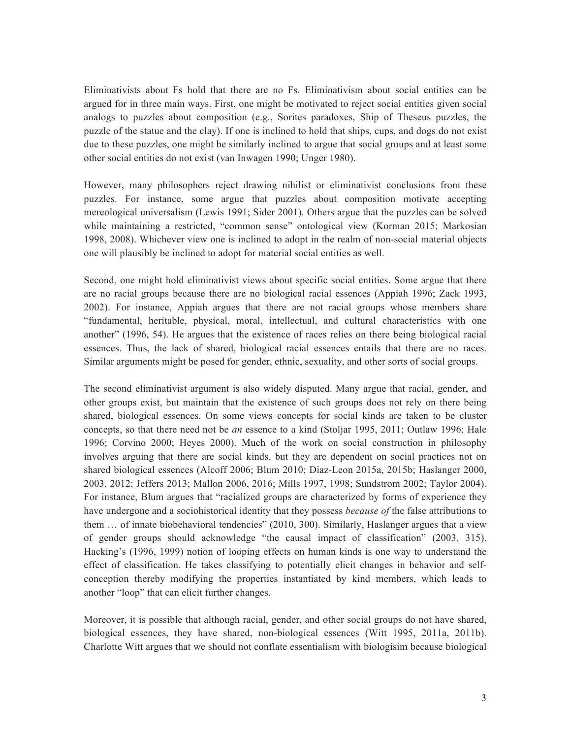Eliminativists about Fs hold that there are no Fs. Eliminativism about social entities can be argued for in three main ways. First, one might be motivated to reject social entities given social analogs to puzzles about composition (e.g., Sorites paradoxes, Ship of Theseus puzzles, the puzzle of the statue and the clay). If one is inclined to hold that ships, cups, and dogs do not exist due to these puzzles, one might be similarly inclined to argue that social groups and at least some other social entities do not exist (van Inwagen 1990; Unger 1980).

However, many philosophers reject drawing nihilist or eliminativist conclusions from these puzzles. For instance, some argue that puzzles about composition motivate accepting mereological universalism (Lewis 1991; Sider 2001). Others argue that the puzzles can be solved while maintaining a restricted, "common sense" ontological view (Korman 2015; Markosian 1998, 2008). Whichever view one is inclined to adopt in the realm of non-social material objects one will plausibly be inclined to adopt for material social entities as well.

Second, one might hold eliminativist views about specific social entities. Some argue that there are no racial groups because there are no biological racial essences (Appiah 1996; Zack 1993, 2002). For instance, Appiah argues that there are not racial groups whose members share "fundamental, heritable, physical, moral, intellectual, and cultural characteristics with one another" (1996, 54). He argues that the existence of races relies on there being biological racial essences. Thus, the lack of shared, biological racial essences entails that there are no races. Similar arguments might be posed for gender, ethnic, sexuality, and other sorts of social groups.

The second eliminativist argument is also widely disputed. Many argue that racial, gender, and other groups exist, but maintain that the existence of such groups does not rely on there being shared, biological essences. On some views concepts for social kinds are taken to be cluster concepts, so that there need not be *an* essence to a kind (Stoljar 1995, 2011; Outlaw 1996; Hale 1996; Corvino 2000; Heyes 2000). Much of the work on social construction in philosophy involves arguing that there are social kinds, but they are dependent on social practices not on shared biological essences (Alcoff 2006; Blum 2010; Diaz-Leon 2015a, 2015b; Haslanger 2000, 2003, 2012; Jeffers 2013; Mallon 2006, 2016; Mills 1997, 1998; Sundstrom 2002; Taylor 2004). For instance, Blum argues that "racialized groups are characterized by forms of experience they have undergone and a sociohistorical identity that they possess *because of* the false attributions to them … of innate biobehavioral tendencies" (2010, 300). Similarly, Haslanger argues that a view of gender groups should acknowledge "the causal impact of classification" (2003, 315). Hacking's (1996, 1999) notion of looping effects on human kinds is one way to understand the effect of classification. He takes classifying to potentially elicit changes in behavior and self-conception thereby modifying the properties instantiated by kind members, which leads to another "loop" that can elicit further changes.

Moreover, it is possible that although racial, gender, and other social groups do not have shared, biological essences, they have shared, non-biological essences (Witt 1995, 2011a, 2011b). Charlotte Witt argues that we should not conflate essentialism with biologisim because biological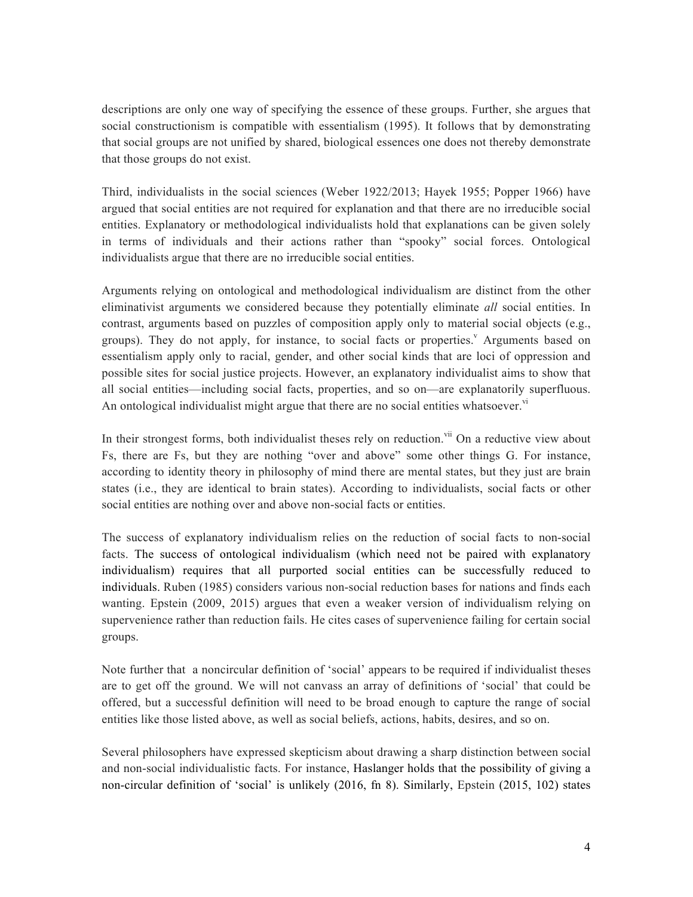descriptions are only one way of specifying the essence of these groups. Further, she argues that social constructionism is compatible with essentialism (1995). It follows that by demonstrating that social groups are not unified by shared, biological essences one does not thereby demonstrate that those groups do not exist.

Third, individualists in the social sciences (Weber 1922/2013; Hayek 1955; Popper 1966) have argued that social entities are not required for explanation and that there are no irreducible social entities. Explanatory or methodological individualists hold that explanations can be given solely in terms of individuals and their actions rather than "spooky" social forces. Ontological individualists argue that there are no irreducible social entities.

Arguments relying on ontological and methodological individualism are distinct from the other eliminativist arguments we considered because they potentially eliminate *all* social entities. In contrast, arguments based on puzzles of composition apply only to material social objects (e.g., groups). They do not apply, for instance, to social facts or properties.[v] Arguments based on essentialism apply only to racial, gender, and other social kinds that are loci of oppression and possible sites for social justice projects. However, an explanatory individualist aims to show that all social entities—including social facts, properties, and so on—are explanatorily superfluous. An ontological individualist might argue that there are no social entities whatsoever.[vi]

In their strongest forms, both individualist theses rely on reduction.[vii] On a reductive view about Fs, there are Fs, but they are nothing "over and above" some other things G. For instance, according to identity theory in philosophy of mind there are mental states, but they just are brain states (i.e., they are identical to brain states). According to individualists, social facts or other social entities are nothing over and above non-social facts or entities.

The success of explanatory individualism relies on the reduction of social facts to non-social facts. The success of ontological individualism (which need not be paired with explanatory individualism) requires that all purported social entities can be successfully reduced to individuals. Ruben (1985) considers various non-social reduction bases for nations and finds each wanting. Epstein (2009, 2015) argues that even a weaker version of individualism relying on supervenience rather than reduction fails. He cites cases of supervenience failing for certain social groups.

Note further that a noncircular definition of 'social' appears to be required if individualist theses are to get off the ground. We will not canvass an array of definitions of 'social' that could be offered, but a successful definition will need to be broad enough to capture the range of social entities like those listed above, as well as social beliefs, actions, habits, desires, and so on.

Several philosophers have expressed skepticism about drawing a sharp distinction between social and non-social individualistic facts. For instance, Haslanger holds that the possibility of giving a non-circular definition of 'social' is unlikely (2016, fn 8). Similarly, Epstein (2015, 102) states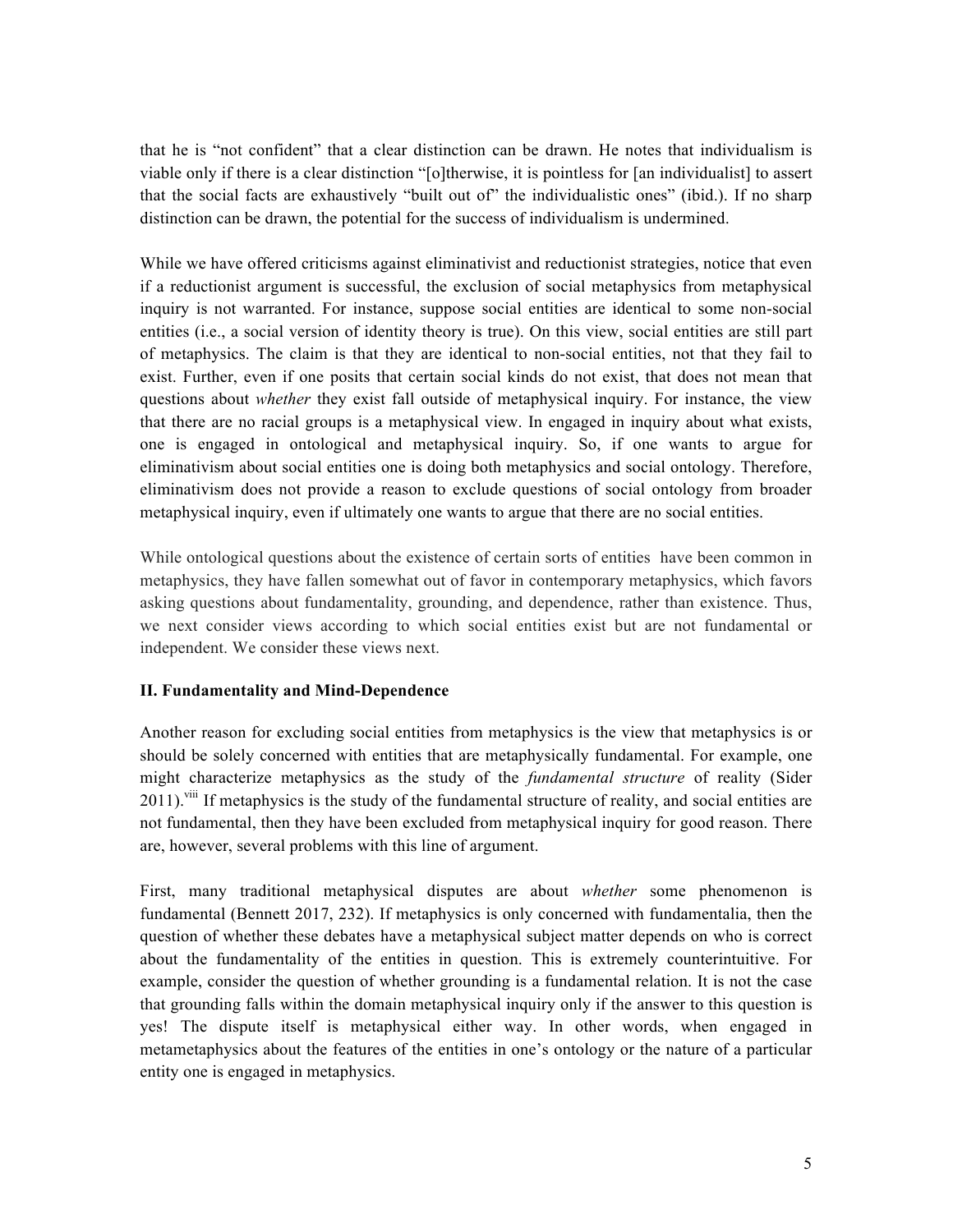that he is "not confident" that a clear distinction can be drawn. He notes that individualism is viable only if there is a clear distinction "[o]therwise, it is pointless for [an individualist] to assert that the social facts are exhaustively "built out of" the individualistic ones" (ibid.). If no sharp distinction can be drawn, the potential for the success of individualism is undermined.

While we have offered criticisms against eliminativist and reductionist strategies, notice that even if a reductionist argument is successful, the exclusion of social metaphysics from metaphysical inquiry is not warranted. For instance, suppose social entities are identical to some non-social entities (i.e., a social version of identity theory is true). On this view, social entities are still part of metaphysics. The claim is that they are identical to non-social entities, not that they fail to exist. Further, even if one posits that certain social kinds do not exist, that does not mean that questions about *whether* they exist fall outside of metaphysical inquiry. For instance, the view that there are no racial groups is a metaphysical view. In engaged in inquiry about what exists, one is engaged in ontological and metaphysical inquiry. So, if one wants to argue for eliminativism about social entities one is doing both metaphysics and social ontology. Therefore, eliminativism does not provide a reason to exclude questions of social ontology from broader metaphysical inquiry, even if ultimately one wants to argue that there are no social entities.

While ontological questions about the existence of certain sorts of entities have been common in metaphysics, they have fallen somewhat out of favor in contemporary metaphysics, which favors asking questions about fundamentality, grounding, and dependence, rather than existence. Thus, we next consider views according to which social entities exist but are not fundamental or independent. We consider these views next.

**II. Fundamentality and Mind-Dependence**

Another reason for excluding social entities from metaphysics is the view that metaphysics is or should be solely concerned with entities that are metaphysically fundamental. For example, one might characterize metaphysics as the study of the *fundamental structure* of reality (Sider 2011).[viii] If metaphysics is the study of the fundamental structure of reality, and social entities are not fundamental, then they have been excluded from metaphysical inquiry for good reason. There are, however, several problems with this line of argument.

First, many traditional metaphysical disputes are about *whether* some phenomenon is fundamental (Bennett 2017, 232). If metaphysics is only concerned with fundamentalia, then the question of whether these debates have a metaphysical subject matter depends on who is correct about the fundamentality of the entities in question. This is extremely counterintuitive. For example, consider the question of whether grounding is a fundamental relation. It is not the case that grounding falls within the domain metaphysical inquiry only if the answer to this question is yes! The dispute itself is metaphysical either way. In other words, when engaged in metametaphysics about the features of the entities in one's ontology or the nature of a particular entity one is engaged in metaphysics.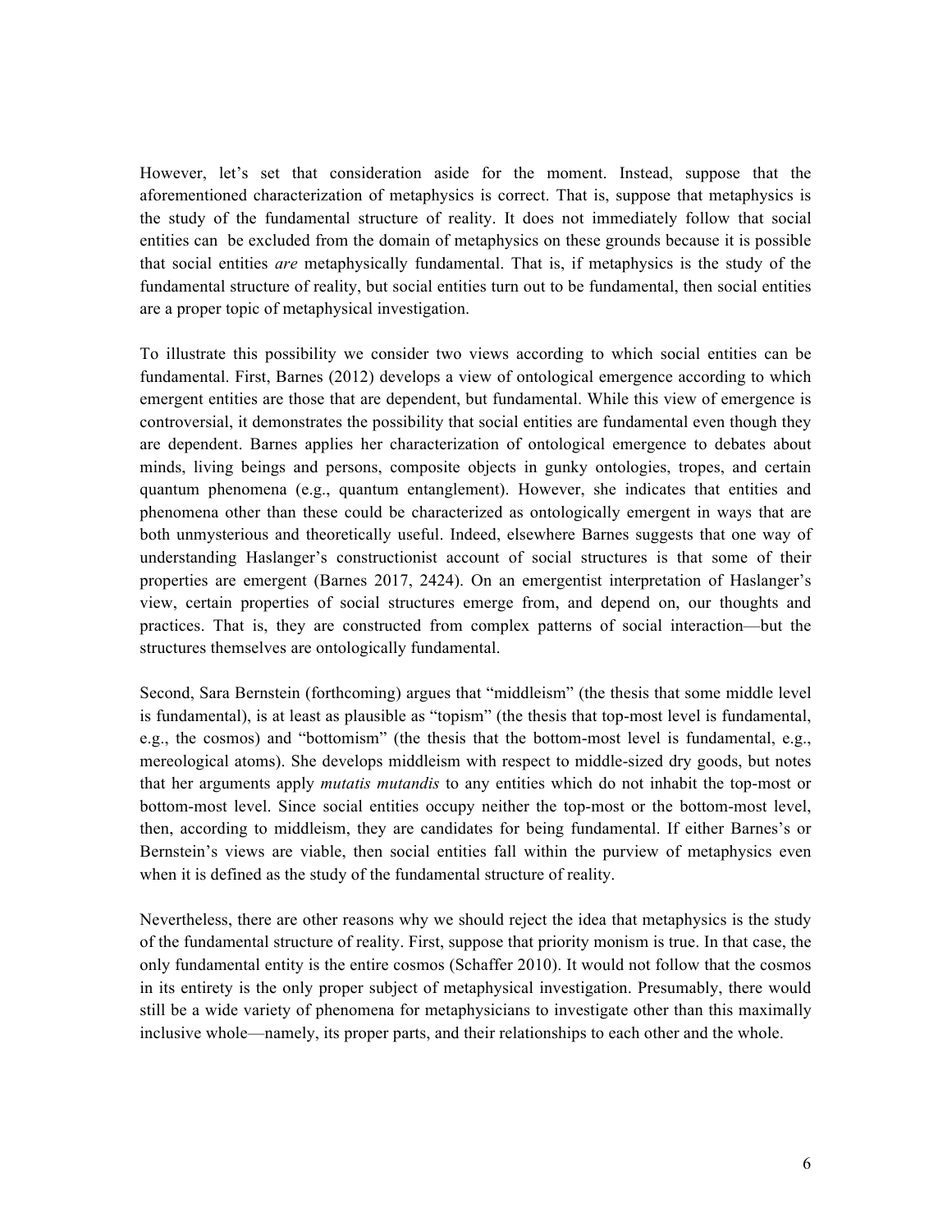However, let's set that consideration aside for the moment. Instead, suppose that the aforementioned characterization of metaphysics is correct. That is, suppose that metaphysics is the study of the fundamental structure of reality. It does not immediately follow that social entities can be excluded from the domain of metaphysics on these grounds because it is possible that social entities *are* metaphysically fundamental. That is, if metaphysics is the study of the fundamental structure of reality, but social entities turn out to be fundamental, then social entities are a proper topic of metaphysical investigation.

To illustrate this possibility we consider two views according to which social entities can be fundamental. First, Barnes (2012) develops a view of ontological emergence according to which emergent entities are those that are dependent, but fundamental. While this view of emergence is controversial, it demonstrates the possibility that social entities are fundamental even though they are dependent. Barnes applies her characterization of ontological emergence to debates about minds, living beings and persons, composite objects in gunky ontologies, tropes, and certain quantum phenomena (e.g., quantum entanglement). However, she indicates that entities and phenomena other than these could be characterized as ontologically emergent in ways that are both unmysterious and theoretically useful. Indeed, elsewhere Barnes suggests that one way of understanding Haslanger's constructionist account of social structures is that some of their properties are emergent (Barnes 2017, 2424). On an emergentist interpretation of Haslanger's view, certain properties of social structures emerge from, and depend on, our thoughts and practices. That is, they are constructed from complex patterns of social interaction—but the structures themselves are ontologically fundamental.

Second, Sara Bernstein (forthcoming) argues that "middleism" (the thesis that some middle level is fundamental), is at least as plausible as "topism" (the thesis that top-most level is fundamental, e.g., the cosmos) and "bottomism" (the thesis that the bottom-most level is fundamental, e.g., mereological atoms). She develops middleism with respect to middle-sized dry goods, but notes that her arguments apply *mutatis mutandis* to any entities which do not inhabit the top-most or bottom-most level. Since social entities occupy neither the top-most or the bottom-most level, then, according to middleism, they are candidates for being fundamental. If either Barnes's or Bernstein's views are viable, then social entities fall within the purview of metaphysics even when it is defined as the study of the fundamental structure of reality.

Nevertheless, there are other reasons why we should reject the idea that metaphysics is the study of the fundamental structure of reality. First, suppose that priority monism is true. In that case, the only fundamental entity is the entire cosmos (Schaffer 2010). It would not follow that the cosmos in its entirety is the only proper subject of metaphysical investigation. Presumably, there would still be a wide variety of phenomena for metaphysicians to investigate other than this maximally inclusive whole—namely, its proper parts, and their relationships to each other and the whole.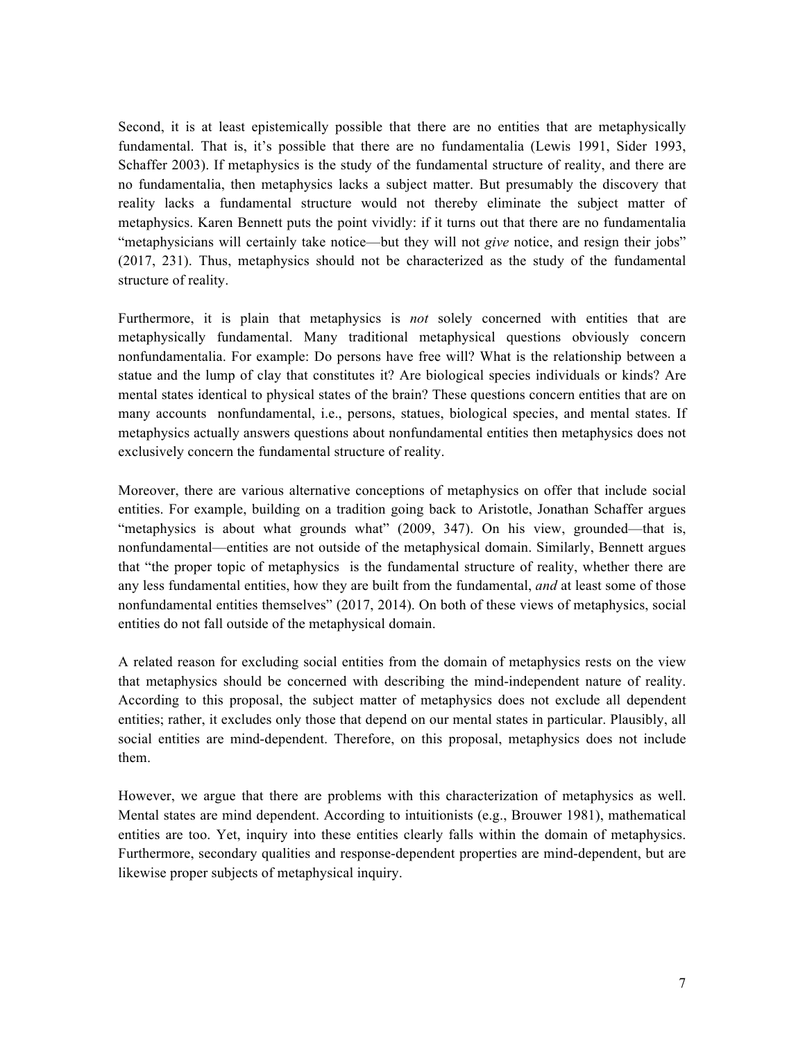Second, it is at least epistemically possible that there are no entities that are metaphysically fundamental. That is, it's possible that there are no fundamentalia (Lewis 1991, Sider 1993, Schaffer 2003). If metaphysics is the study of the fundamental structure of reality, and there are no fundamentalia, then metaphysics lacks a subject matter. But presumably the discovery that reality lacks a fundamental structure would not thereby eliminate the subject matter of metaphysics. Karen Bennett puts the point vividly: if it turns out that there are no fundamentalia "metaphysicians will certainly take notice—but they will not *give* notice, and resign their jobs" (2017, 231). Thus, metaphysics should not be characterized as the study of the fundamental structure of reality.

Furthermore, it is plain that metaphysics is *not* solely concerned with entities that are metaphysically fundamental. Many traditional metaphysical questions obviously concern nonfundamentalia. For example: Do persons have free will? What is the relationship between a statue and the lump of clay that constitutes it? Are biological species individuals or kinds? Are mental states identical to physical states of the brain? These questions concern entities that are on many accounts nonfundamental, i.e., persons, statues, biological species, and mental states. If metaphysics actually answers questions about nonfundamental entities then metaphysics does not exclusively concern the fundamental structure of reality.

Moreover, there are various alternative conceptions of metaphysics on offer that include social entities. For example, building on a tradition going back to Aristotle, Jonathan Schaffer argues "metaphysics is about what grounds what" (2009, 347). On his view, grounded—that is, nonfundamental—entities are not outside of the metaphysical domain. Similarly, Bennett argues that "the proper topic of metaphysics is the fundamental structure of reality, whether there are any less fundamental entities, how they are built from the fundamental, *and* at least some of those nonfundamental entities themselves" (2017, 2014). On both of these views of metaphysics, social entities do not fall outside of the metaphysical domain.

A related reason for excluding social entities from the domain of metaphysics rests on the view that metaphysics should be concerned with describing the mind-independent nature of reality. According to this proposal, the subject matter of metaphysics does not exclude all dependent entities; rather, it excludes only those that depend on our mental states in particular. Plausibly, all social entities are mind-dependent. Therefore, on this proposal, metaphysics does not include them.

However, we argue that there are problems with this characterization of metaphysics as well. Mental states are mind dependent. According to intuitionists (e.g., Brouwer 1981), mathematical entities are too. Yet, inquiry into these entities clearly falls within the domain of metaphysics. Furthermore, secondary qualities and response-dependent properties are mind-dependent, but are likewise proper subjects of metaphysical inquiry.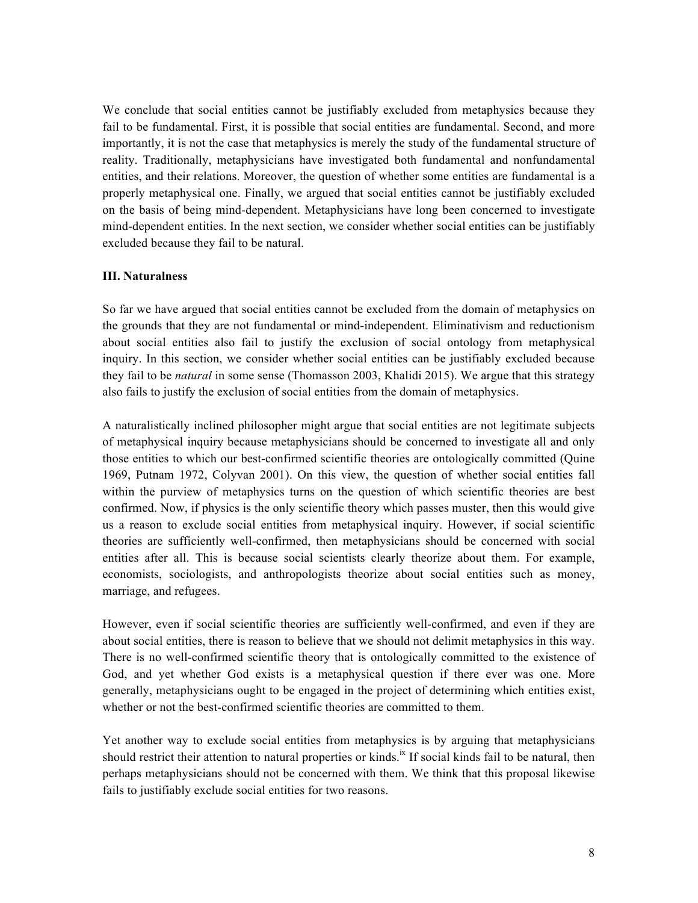We conclude that social entities cannot be justifiably excluded from metaphysics because they fail to be fundamental. First, it is possible that social entities are fundamental. Second, and more importantly, it is not the case that metaphysics is merely the study of the fundamental structure of reality. Traditionally, metaphysicians have investigated both fundamental and nonfundamental entities, and their relations. Moreover, the question of whether some entities are fundamental is a properly metaphysical one. Finally, we argued that social entities cannot be justifiably excluded on the basis of being mind-dependent. Metaphysicians have long been concerned to investigate mind-dependent entities. In the next section, we consider whether social entities can be justifiably excluded because they fail to be natural.

### III. Naturalness

So far we have argued that social entities cannot be excluded from the domain of metaphysics on the grounds that they are not fundamental or mind-independent. Eliminativism and reductionism about social entities also fail to justify the exclusion of social ontology from metaphysical inquiry. In this section, we consider whether social entities can be justifiably excluded because they fail to be *natural* in some sense (Thomasson 2003, Khalidi 2015). We argue that this strategy also fails to justify the exclusion of social entities from the domain of metaphysics.

A naturalistically inclined philosopher might argue that social entities are not legitimate subjects of metaphysical inquiry because metaphysicians should be concerned to investigate all and only those entities to which our best-confirmed scientific theories are ontologically committed (Quine 1969, Putnam 1972, Colyvan 2001). On this view, the question of whether social entities fall within the purview of metaphysics turns on the question of which scientific theories are best confirmed. Now, if physics is the only scientific theory which passes muster, then this would give us a reason to exclude social entities from metaphysical inquiry. However, if social scientific theories are sufficiently well-confirmed, then metaphysicians should be concerned with social entities after all. This is because social scientists clearly theorize about them. For example, economists, sociologists, and anthropologists theorize about social entities such as money, marriage, and refugees.

However, even if social scientific theories are sufficiently well-confirmed, and even if they are about social entities, there is reason to believe that we should not delimit metaphysics in this way. There is no well-confirmed scientific theory that is ontologically committed to the existence of God, and yet whether God exists is a metaphysical question if there ever was one. More generally, metaphysicians ought to be engaged in the project of determining which entities exist, whether or not the best-confirmed scientific theories are committed to them.

Yet another way to exclude social entities from metaphysics is by arguing that metaphysicians should restrict their attention to natural properties or kinds.[ix] If social kinds fail to be natural, then perhaps metaphysicians should not be concerned with them. We think that this proposal likewise fails to justifiably exclude social entities for two reasons.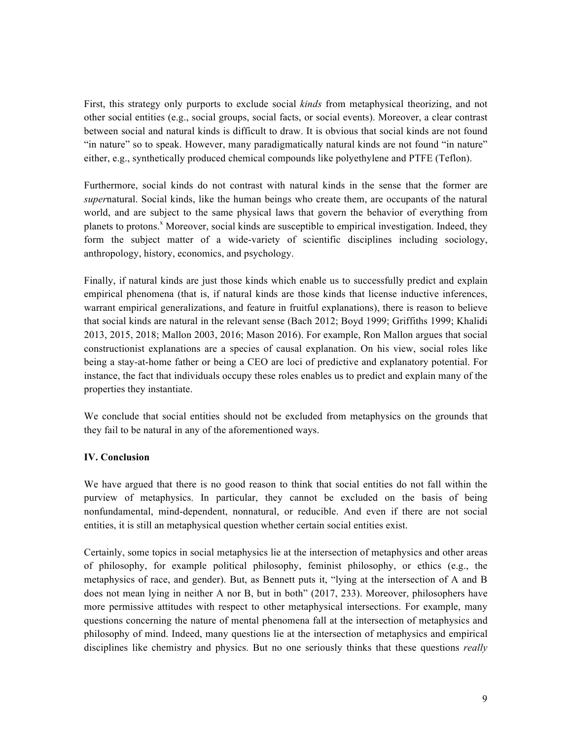First, this strategy only purports to exclude social *kinds* from metaphysical theorizing, and not other social entities (e.g., social groups, social facts, or social events). Moreover, a clear contrast between social and natural kinds is difficult to draw. It is obvious that social kinds are not found "in nature" so to speak. However, many paradigmatically natural kinds are not found "in nature" either, e.g., synthetically produced chemical compounds like polyethylene and PTFE (Teflon).

Furthermore, social kinds do not contrast with natural kinds in the sense that the former are *super*natural. Social kinds, like the human beings who create them, are occupants of the natural world, and are subject to the same physical laws that govern the behavior of everything from planets to protons.[x] Moreover, social kinds are susceptible to empirical investigation. Indeed, they form the subject matter of a wide-variety of scientific disciplines including sociology, anthropology, history, economics, and psychology.

Finally, if natural kinds are just those kinds which enable us to successfully predict and explain empirical phenomena (that is, if natural kinds are those kinds that license inductive inferences, warrant empirical generalizations, and feature in fruitful explanations), there is reason to believe that social kinds are natural in the relevant sense (Bach 2012; Boyd 1999; Griffiths 1999; Khalidi 2013, 2015, 2018; Mallon 2003, 2016; Mason 2016). For example, Ron Mallon argues that social constructionist explanations are a species of causal explanation. On his view, social roles like being a stay-at-home father or being a CEO are loci of predictive and explanatory potential. For instance, the fact that individuals occupy these roles enables us to predict and explain many of the properties they instantiate.

We conclude that social entities should not be excluded from metaphysics on the grounds that they fail to be natural in any of the aforementioned ways.

## IV. Conclusion

We have argued that there is no good reason to think that social entities do not fall within the purview of metaphysics. In particular, they cannot be excluded on the basis of being nonfundamental, mind-dependent, nonnatural, or reducible. And even if there are not social entities, it is still an metaphysical question whether certain social entities exist.

Certainly, some topics in social metaphysics lie at the intersection of metaphysics and other areas of philosophy, for example political philosophy, feminist philosophy, or ethics (e.g., the metaphysics of race, and gender). But, as Bennett puts it, "lying at the intersection of A and B does not mean lying in neither A nor B, but in both" (2017, 233). Moreover, philosophers have more permissive attitudes with respect to other metaphysical intersections. For example, many questions concerning the nature of mental phenomena fall at the intersection of metaphysics and philosophy of mind. Indeed, many questions lie at the intersection of metaphysics and empirical disciplines like chemistry and physics. But no one seriously thinks that these questions *really*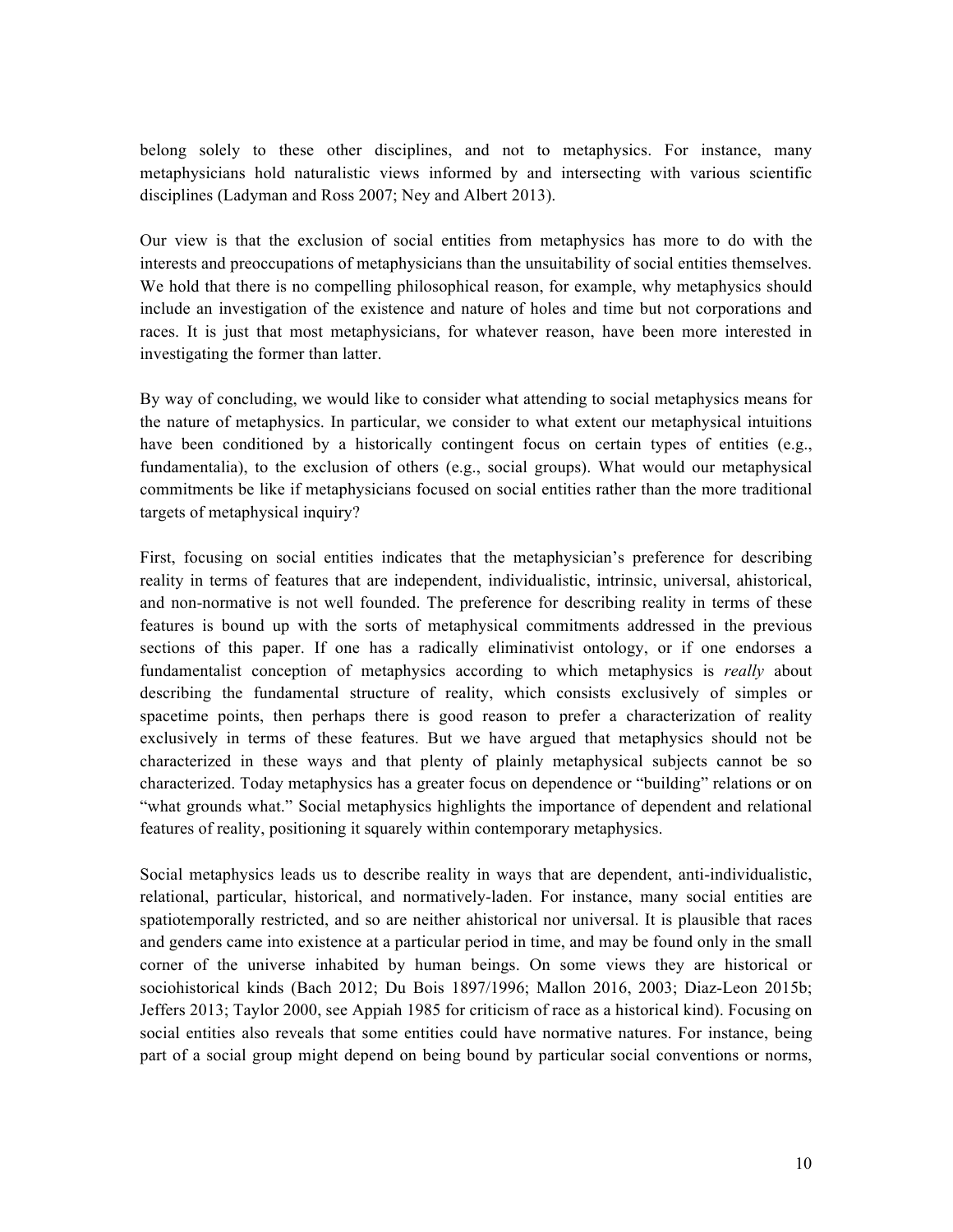belong solely to these other disciplines, and not to metaphysics. For instance, many metaphysicians hold naturalistic views informed by and intersecting with various scientific disciplines (Ladyman and Ross 2007; Ney and Albert 2013).

Our view is that the exclusion of social entities from metaphysics has more to do with the interests and preoccupations of metaphysicians than the unsuitability of social entities themselves. We hold that there is no compelling philosophical reason, for example, why metaphysics should include an investigation of the existence and nature of holes and time but not corporations and races. It is just that most metaphysicians, for whatever reason, have been more interested in investigating the former than latter.

By way of concluding, we would like to consider what attending to social metaphysics means for the nature of metaphysics. In particular, we consider to what extent our metaphysical intuitions have been conditioned by a historically contingent focus on certain types of entities (e.g., fundamentalia), to the exclusion of others (e.g., social groups). What would our metaphysical commitments be like if metaphysicians focused on social entities rather than the more traditional targets of metaphysical inquiry?

First, focusing on social entities indicates that the metaphysician's preference for describing reality in terms of features that are independent, individualistic, intrinsic, universal, ahistorical, and non-normative is not well founded. The preference for describing reality in terms of these features is bound up with the sorts of metaphysical commitments addressed in the previous sections of this paper. If one has a radically eliminativist ontology, or if one endorses a fundamentalist conception of metaphysics according to which metaphysics is *really* about describing the fundamental structure of reality, which consists exclusively of simples or spacetime points, then perhaps there is good reason to prefer a characterization of reality exclusively in terms of these features. But we have argued that metaphysics should not be characterized in these ways and that plenty of plainly metaphysical subjects cannot be so characterized. Today metaphysics has a greater focus on dependence or "building" relations or on "what grounds what." Social metaphysics highlights the importance of dependent and relational features of reality, positioning it squarely within contemporary metaphysics.

Social metaphysics leads us to describe reality in ways that are dependent, anti-individualistic, relational, particular, historical, and normatively-laden. For instance, many social entities are spatiotemporally restricted, and so are neither ahistorical nor universal. It is plausible that races and genders came into existence at a particular period in time, and may be found only in the small corner of the universe inhabited by human beings. On some views they are historical or sociohistorical kinds (Bach 2012; Du Bois 1897/1996; Mallon 2016, 2003; Diaz-Leon 2015b; Jeffers 2013; Taylor 2000, see Appiah 1985 for criticism of race as a historical kind). Focusing on social entities also reveals that some entities could have normative natures. For instance, being part of a social group might depend on being bound by particular social conventions or norms,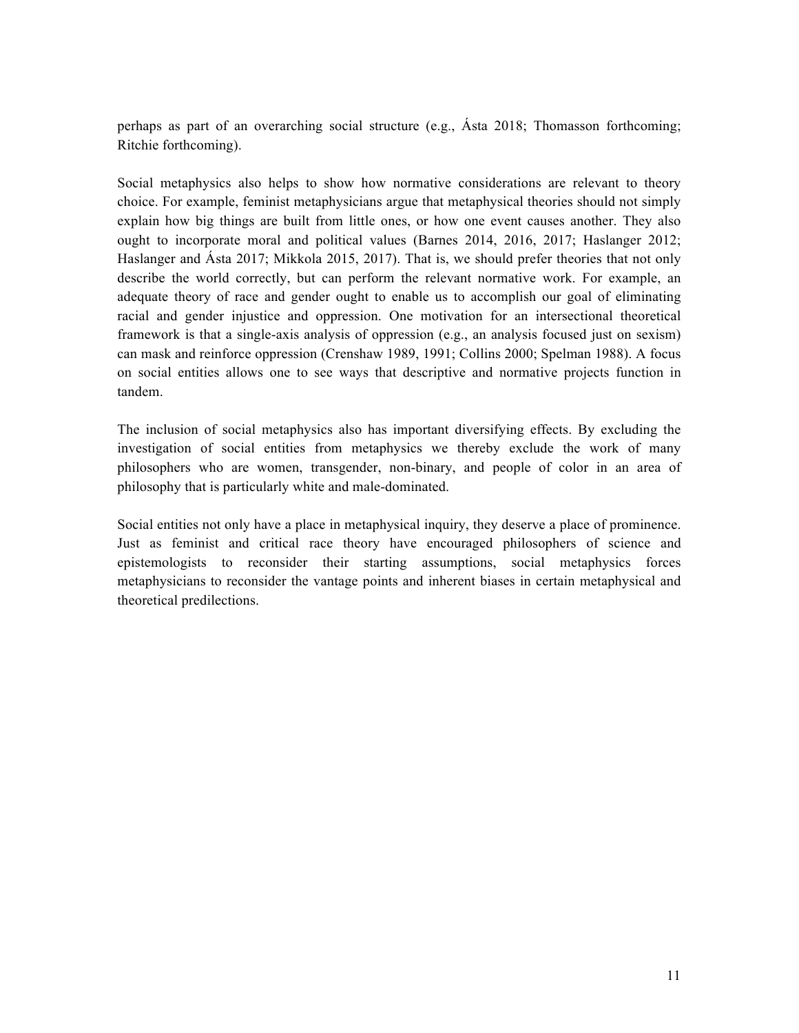perhaps as part of an overarching social structure (e.g., Ásta 2018; Thomasson forthcoming; Ritchie forthcoming).

Social metaphysics also helps to show how normative considerations are relevant to theory choice. For example, feminist metaphysicians argue that metaphysical theories should not simply explain how big things are built from little ones, or how one event causes another. They also ought to incorporate moral and political values (Barnes 2014, 2016, 2017; Haslanger 2012; Haslanger and Ásta 2017; Mikkola 2015, 2017). That is, we should prefer theories that not only describe the world correctly, but can perform the relevant normative work. For example, an adequate theory of race and gender ought to enable us to accomplish our goal of eliminating racial and gender injustice and oppression. One motivation for an intersectional theoretical framework is that a single-axis analysis of oppression (e.g., an analysis focused just on sexism) can mask and reinforce oppression (Crenshaw 1989, 1991; Collins 2000; Spelman 1988). A focus on social entities allows one to see ways that descriptive and normative projects function in tandem.

The inclusion of social metaphysics also has important diversifying effects. By excluding the investigation of social entities from metaphysics we thereby exclude the work of many philosophers who are women, transgender, non-binary, and people of color in an area of philosophy that is particularly white and male-dominated.

Social entities not only have a place in metaphysical inquiry, they deserve a place of prominence. Just as feminist and critical race theory have encouraged philosophers of science and epistemologists to reconsider their starting assumptions, social metaphysics forces metaphysicians to reconsider the vantage points and inherent biases in certain metaphysical and theoretical predilections.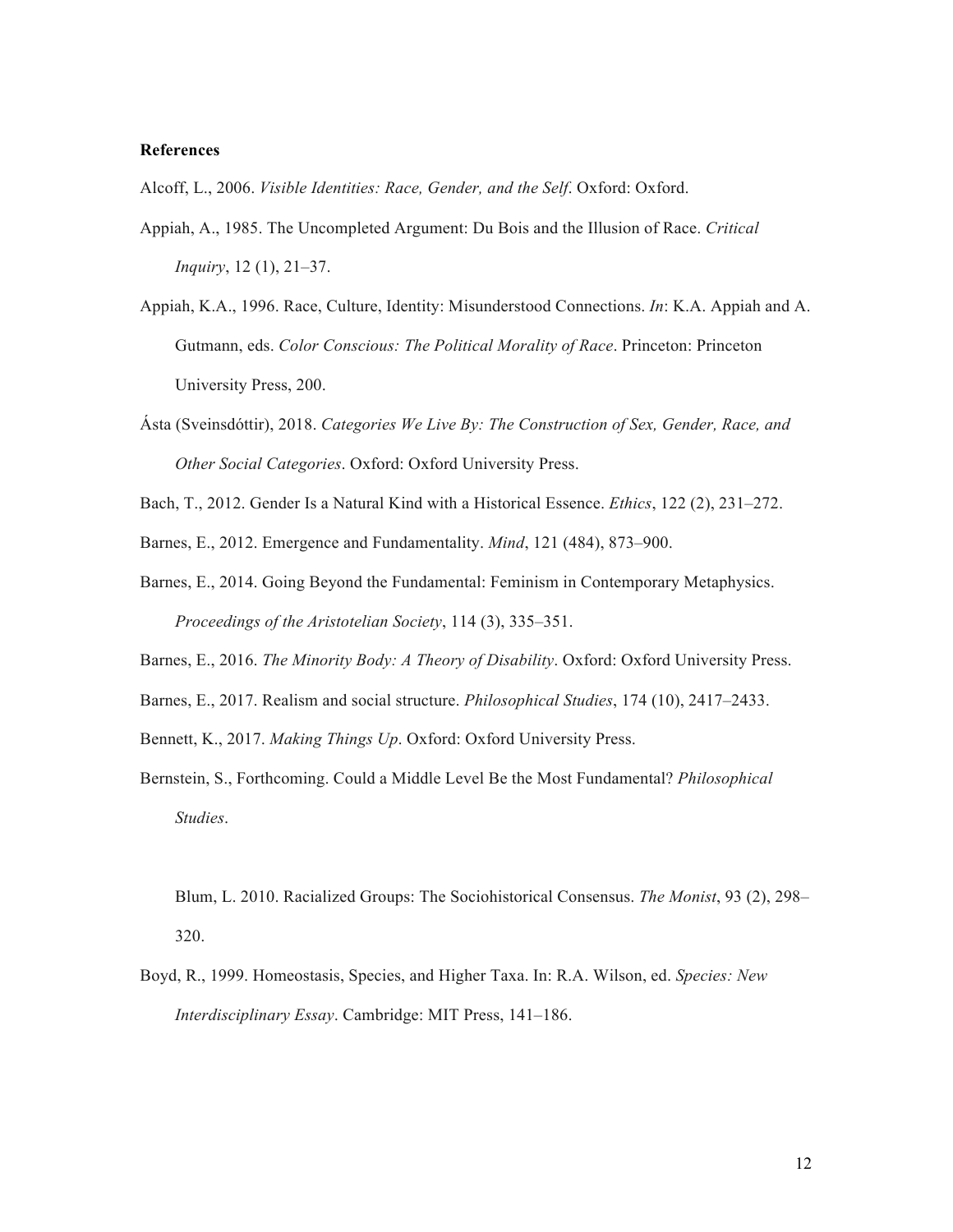**References**

Alcoff, L., 2006. *Visible Identities: Race, Gender, and the Self*. Oxford: Oxford.

Appiah, A., 1985. The Uncompleted Argument: Du Bois and the Illusion of Race. *Critical Inquiry*, 12 (1), 21–37.

Appiah, K.A., 1996. Race, Culture, Identity: Misunderstood Connections. *In*: K.A. Appiah and A. Gutmann, eds. *Color Conscious: The Political Morality of Race*. Princeton: Princeton University Press, 200.

Ásta (Sveinsdóttir), 2018. *Categories We Live By: The Construction of Sex, Gender, Race, and Other Social Categories*. Oxford: Oxford University Press.

Bach, T., 2012. Gender Is a Natural Kind with a Historical Essence. *Ethics*, 122 (2), 231–272.

Barnes, E., 2012. Emergence and Fundamentality. *Mind*, 121 (484), 873–900.

Barnes, E., 2014. Going Beyond the Fundamental: Feminism in Contemporary Metaphysics. *Proceedings of the Aristotelian Society*, 114 (3), 335–351.

Barnes, E., 2016. *The Minority Body: A Theory of Disability*. Oxford: Oxford University Press.

Barnes, E., 2017. Realism and social structure. *Philosophical Studies*, 174 (10), 2417–2433.

Bennett, K., 2017. *Making Things Up*. Oxford: Oxford University Press.

Bernstein, S., Forthcoming. Could a Middle Level Be the Most Fundamental? *Philosophical Studies*.

Blum, L. 2010. Racialized Groups: The Sociohistorical Consensus. *The Monist*, 93 (2), 298–320.

Boyd, R., 1999. Homeostasis, Species, and Higher Taxa. In: R.A. Wilson, ed. *Species: New Interdisciplinary Essay*. Cambridge: MIT Press, 141–186.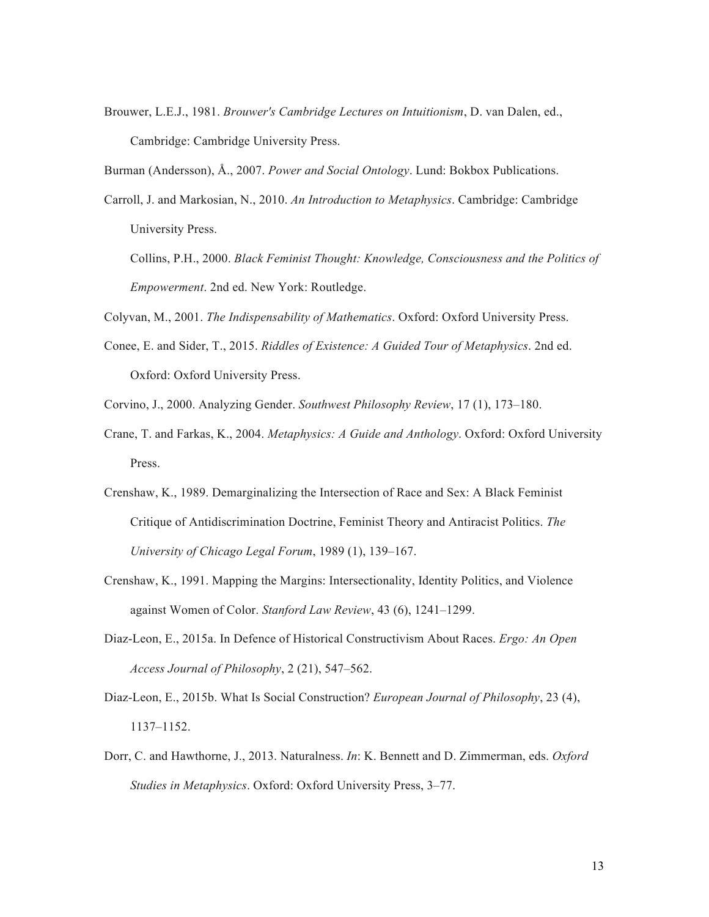Brouwer, L.E.J., 1981. *Brouwer's Cambridge Lectures on Intuitionism*, D. van Dalen, ed., Cambridge: Cambridge University Press.

Burman (Andersson), Å., 2007. *Power and Social Ontology*. Lund: Bokbox Publications.

Carroll, J. and Markosian, N., 2010. *An Introduction to Metaphysics*. Cambridge: Cambridge University Press.

Collins, P.H., 2000. *Black Feminist Thought: Knowledge, Consciousness and the Politics of Empowerment*. 2nd ed. New York: Routledge.

Colyvan, M., 2001. *The Indispensability of Mathematics*. Oxford: Oxford University Press.

Conee, E. and Sider, T., 2015. *Riddles of Existence: A Guided Tour of Metaphysics*. 2nd ed. Oxford: Oxford University Press.

Corvino, J., 2000. Analyzing Gender. *Southwest Philosophy Review*, 17 (1), 173–180.

Crane, T. and Farkas, K., 2004. *Metaphysics: A Guide and Anthology*. Oxford: Oxford University Press.

Crenshaw, K., 1989. Demarginalizing the Intersection of Race and Sex: A Black Feminist Critique of Antidiscrimination Doctrine, Feminist Theory and Antiracist Politics. *The University of Chicago Legal Forum*, 1989 (1), 139–167.

Crenshaw, K., 1991. Mapping the Margins: Intersectionality, Identity Politics, and Violence against Women of Color. *Stanford Law Review*, 43 (6), 1241–1299.

Diaz-Leon, E., 2015a. In Defence of Historical Constructivism About Races. *Ergo: An Open Access Journal of Philosophy*, 2 (21), 547–562.

Diaz-Leon, E., 2015b. What Is Social Construction? *European Journal of Philosophy*, 23 (4), 1137–1152.

Dorr, C. and Hawthorne, J., 2013. Naturalness. *In*: K. Bennett and D. Zimmerman, eds. *Oxford Studies in Metaphysics*. Oxford: Oxford University Press, 3–77.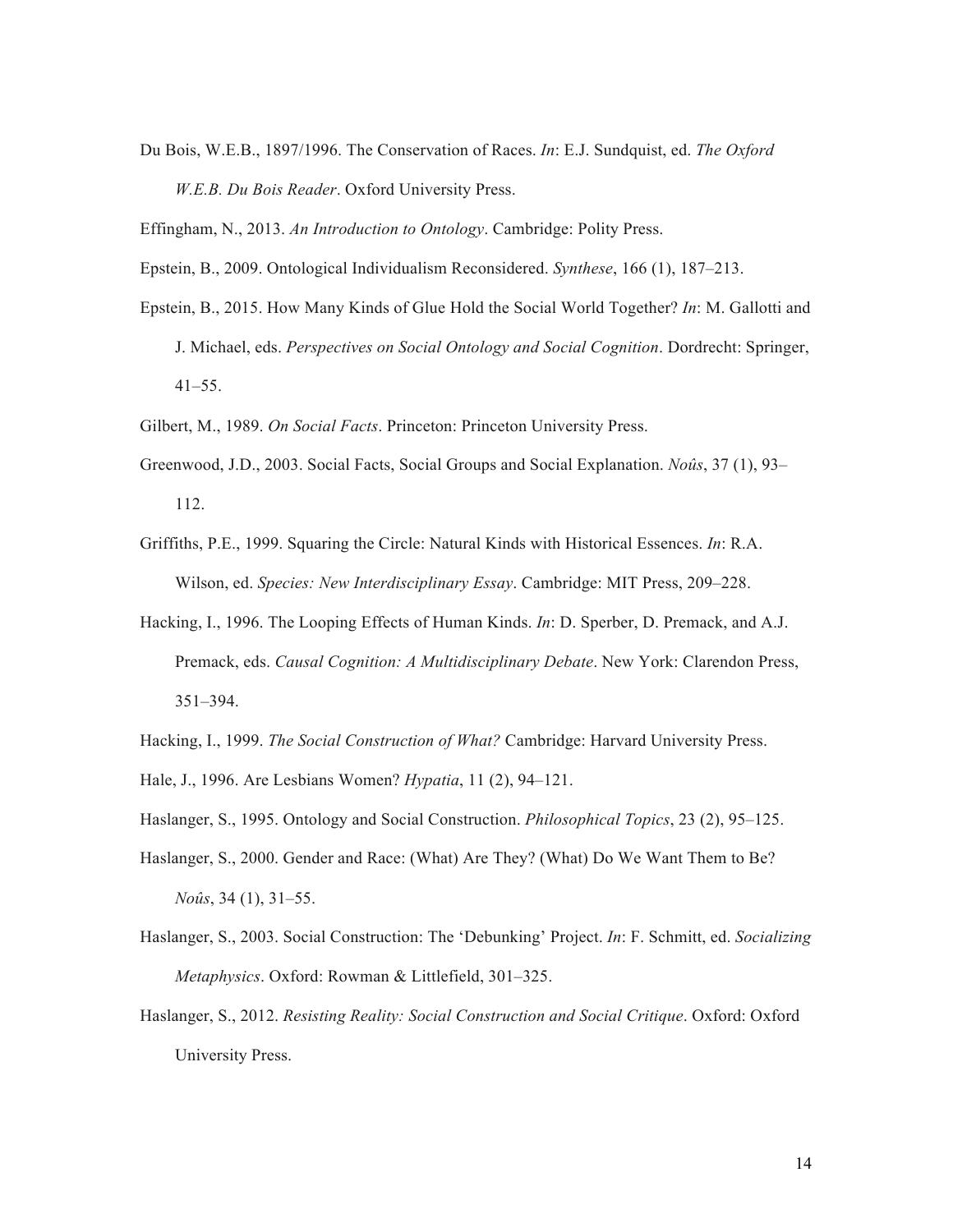Du Bois, W.E.B., 1897/1996. The Conservation of Races. *In*: E.J. Sundquist, ed. *The Oxford W.E.B. Du Bois Reader*. Oxford University Press.

Effingham, N., 2013. *An Introduction to Ontology*. Cambridge: Polity Press.

Epstein, B., 2009. Ontological Individualism Reconsidered. *Synthese*, 166 (1), 187–213.

Epstein, B., 2015. How Many Kinds of Glue Hold the Social World Together? *In*: M. Gallotti and J. Michael, eds. *Perspectives on Social Ontology and Social Cognition*. Dordrecht: Springer, 41–55.

Gilbert, M., 1989. *On Social Facts*. Princeton: Princeton University Press.

Greenwood, J.D., 2003. Social Facts, Social Groups and Social Explanation. *Noûs*, 37 (1), 93–112.

Griffiths, P.E., 1999. Squaring the Circle: Natural Kinds with Historical Essences. *In*: R.A. Wilson, ed. *Species: New Interdisciplinary Essay*. Cambridge: MIT Press, 209–228.

Hacking, I., 1996. The Looping Effects of Human Kinds. *In*: D. Sperber, D. Premack, and A.J. Premack, eds. *Causal Cognition: A Multidisciplinary Debate*. New York: Clarendon Press, 351–394.

Hacking, I., 1999. *The Social Construction of What?* Cambridge: Harvard University Press.

Hale, J., 1996. Are Lesbians Women? *Hypatia*, 11 (2), 94–121.

Haslanger, S., 1995. Ontology and Social Construction. *Philosophical Topics*, 23 (2), 95–125.

Haslanger, S., 2000. Gender and Race: (What) Are They? (What) Do We Want Them to Be? *Noûs*, 34 (1), 31–55.

Haslanger, S., 2003. Social Construction: The 'Debunking' Project. *In*: F. Schmitt, ed. *Socializing Metaphysics*. Oxford: Rowman & Littlefield, 301–325.

Haslanger, S., 2012. *Resisting Reality: Social Construction and Social Critique*. Oxford: Oxford University Press.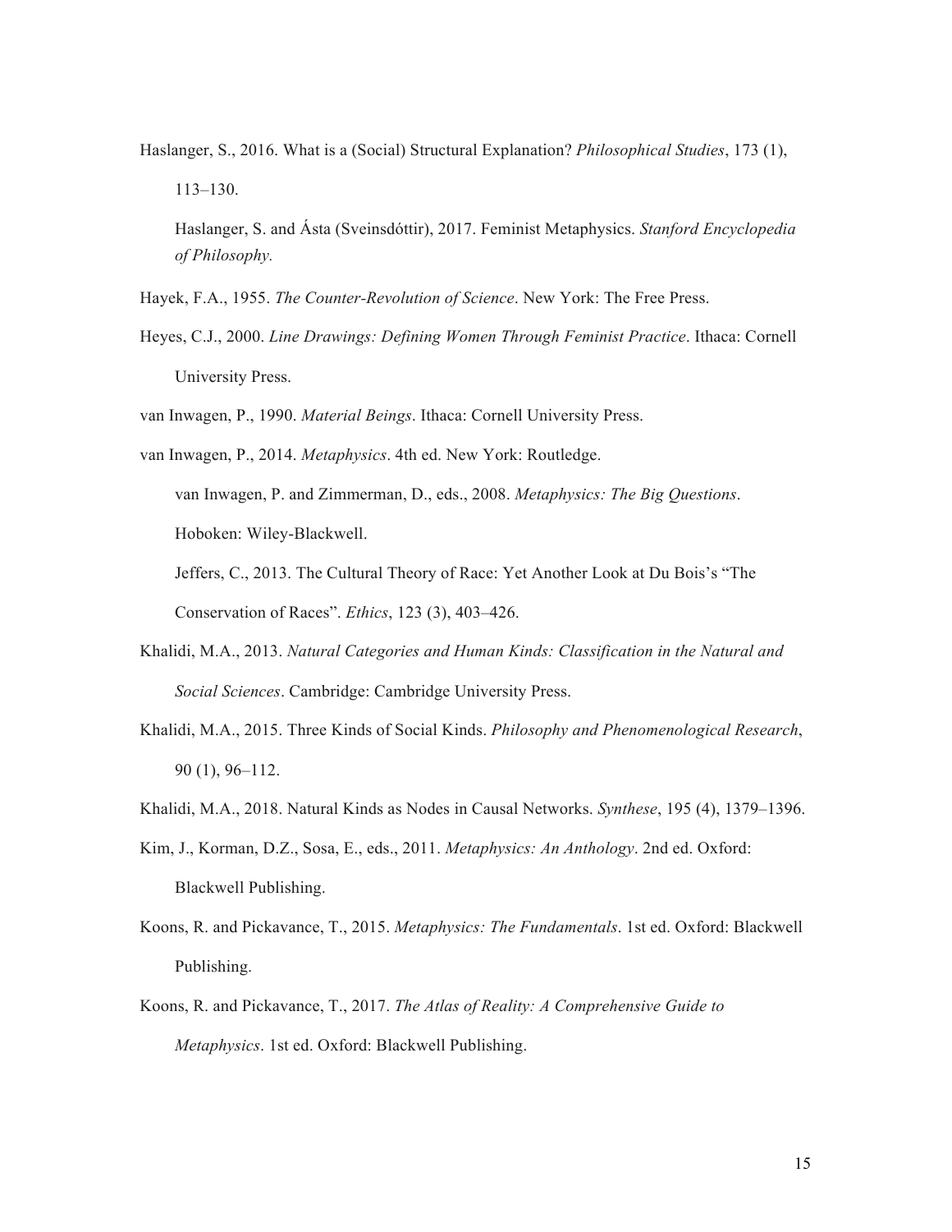Haslanger, S., 2016. What is a (Social) Structural Explanation? *Philosophical Studies*, 173 (1), 113–130.

Haslanger, S. and Ásta (Sveinsdóttir), 2017. Feminist Metaphysics. *Stanford Encyclopedia of Philosophy.*

Hayek, F.A., 1955. *The Counter-Revolution of Science*. New York: The Free Press.

Heyes, C.J., 2000. *Line Drawings: Defining Women Through Feminist Practice*. Ithaca: Cornell University Press.

van Inwagen, P., 1990. *Material Beings*. Ithaca: Cornell University Press.

van Inwagen, P., 2014. *Metaphysics*. 4th ed. New York: Routledge.

van Inwagen, P. and Zimmerman, D., eds., 2008. *Metaphysics: The Big Questions*. Hoboken: Wiley-Blackwell.

Jeffers, C., 2013. The Cultural Theory of Race: Yet Another Look at Du Bois's "The Conservation of Races". *Ethics*, 123 (3), 403–426.

Khalidi, M.A., 2013. *Natural Categories and Human Kinds: Classification in the Natural and Social Sciences*. Cambridge: Cambridge University Press.

Khalidi, M.A., 2015. Three Kinds of Social Kinds. *Philosophy and Phenomenological Research*, 90 (1), 96–112.

Khalidi, M.A., 2018. Natural Kinds as Nodes in Causal Networks. *Synthese*, 195 (4), 1379–1396.

Kim, J., Korman, D.Z., Sosa, E., eds., 2011. *Metaphysics: An Anthology*. 2nd ed. Oxford: Blackwell Publishing.

Koons, R. and Pickavance, T., 2015. *Metaphysics: The Fundamentals*. 1st ed. Oxford: Blackwell Publishing.

Koons, R. and Pickavance, T., 2017. *The Atlas of Reality: A Comprehensive Guide to Metaphysics*. 1st ed. Oxford: Blackwell Publishing.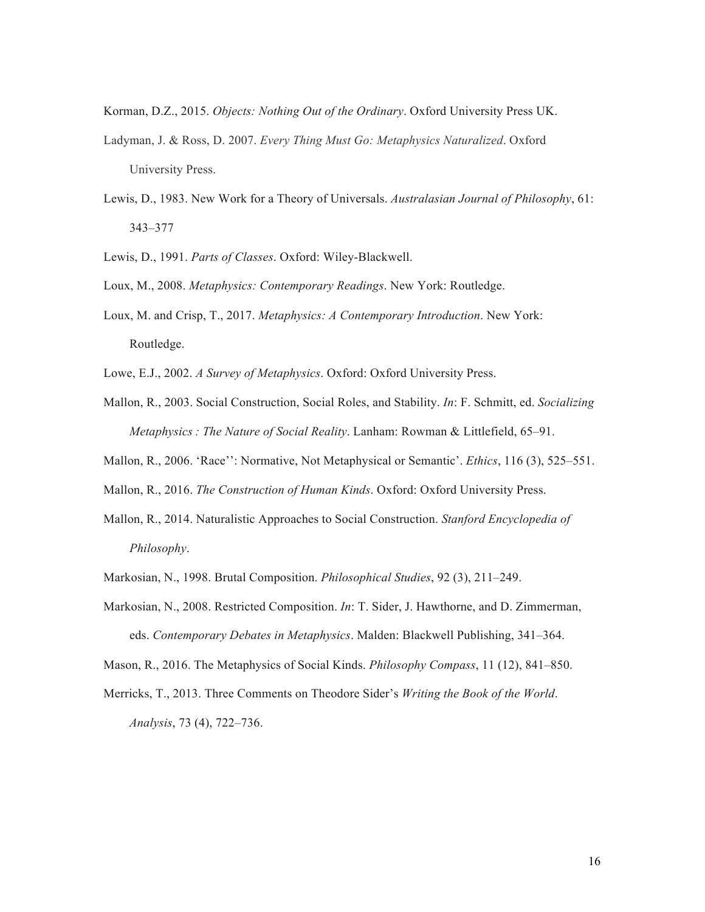Korman, D.Z., 2015. *Objects: Nothing Out of the Ordinary*. Oxford University Press UK.

Ladyman, J. & Ross, D. 2007. *Every Thing Must Go: Metaphysics Naturalized*. Oxford University Press.

Lewis, D., 1983. New Work for a Theory of Universals. *Australasian Journal of Philosophy*, 61: 343–377

Lewis, D., 1991. *Parts of Classes*. Oxford: Wiley-Blackwell.

Loux, M., 2008. *Metaphysics: Contemporary Readings*. New York: Routledge.

Loux, M. and Crisp, T., 2017. *Metaphysics: A Contemporary Introduction*. New York: Routledge.

Lowe, E.J., 2002. *A Survey of Metaphysics*. Oxford: Oxford University Press.

Mallon, R., 2003. Social Construction, Social Roles, and Stability. *In*: F. Schmitt, ed. *Socializing Metaphysics : The Nature of Social Reality*. Lanham: Rowman & Littlefield, 65–91.

Mallon, R., 2006. 'Race'': Normative, Not Metaphysical or Semantic'. *Ethics*, 116 (3), 525–551.

Mallon, R., 2016. *The Construction of Human Kinds*. Oxford: Oxford University Press.

Mallon, R., 2014. Naturalistic Approaches to Social Construction. *Stanford Encyclopedia of Philosophy*.

Markosian, N., 1998. Brutal Composition. *Philosophical Studies*, 92 (3), 211–249.

Markosian, N., 2008. Restricted Composition. *In*: T. Sider, J. Hawthorne, and D. Zimmerman, eds. *Contemporary Debates in Metaphysics*. Malden: Blackwell Publishing, 341–364.

Mason, R., 2016. The Metaphysics of Social Kinds. *Philosophy Compass*, 11 (12), 841–850.

Merricks, T., 2013. Three Comments on Theodore Sider's *Writing the Book of the World*. *Analysis*, 73 (4), 722–736.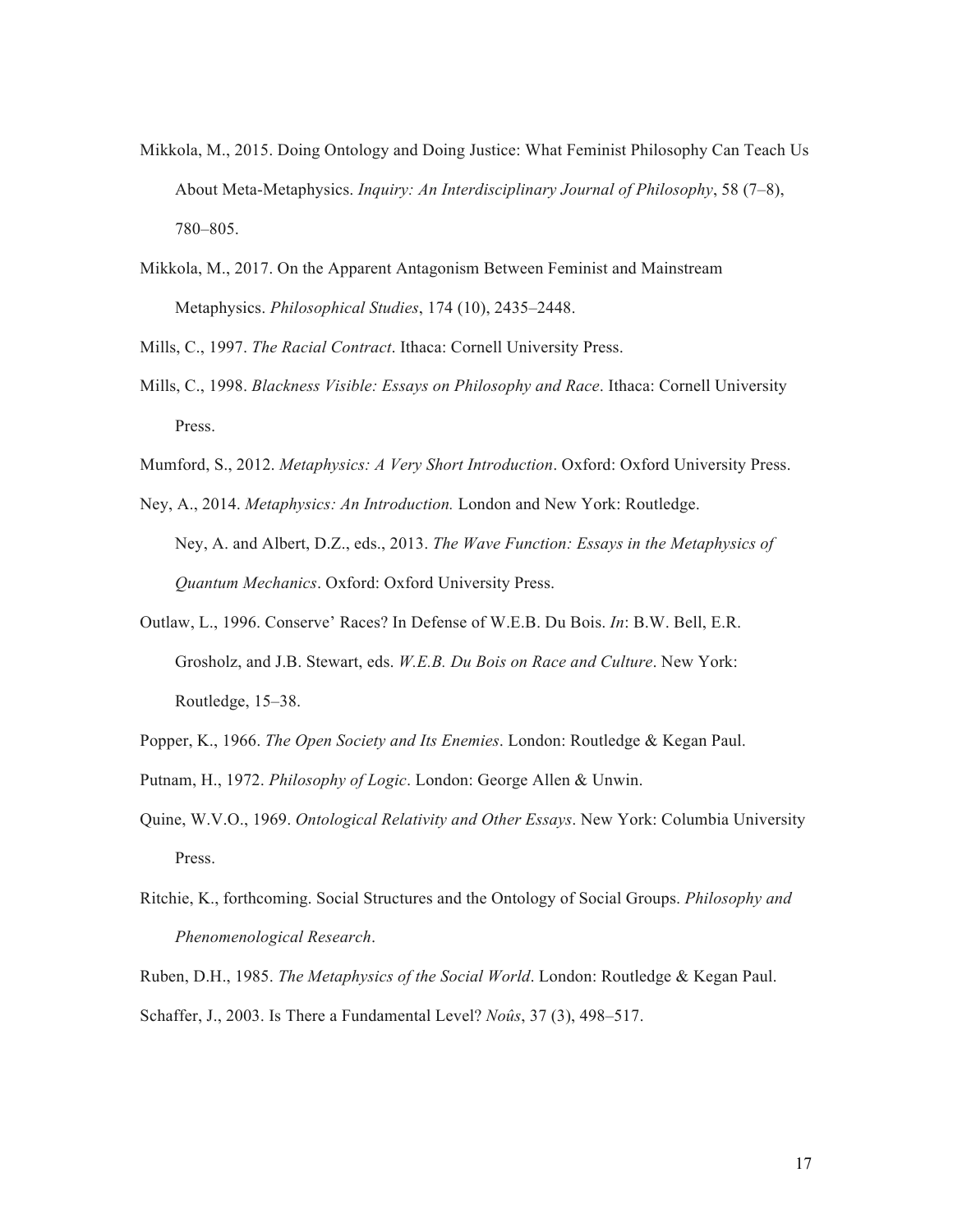Mikkola, M., 2015. Doing Ontology and Doing Justice: What Feminist Philosophy Can Teach Us About Meta-Metaphysics. *Inquiry: An Interdisciplinary Journal of Philosophy*, 58 (7–8), 780–805.

Mikkola, M., 2017. On the Apparent Antagonism Between Feminist and Mainstream Metaphysics. *Philosophical Studies*, 174 (10), 2435–2448.

Mills, C., 1997. *The Racial Contract*. Ithaca: Cornell University Press.

Mills, C., 1998. *Blackness Visible: Essays on Philosophy and Race*. Ithaca: Cornell University Press.

Mumford, S., 2012. *Metaphysics: A Very Short Introduction*. Oxford: Oxford University Press.

Ney, A., 2014. *Metaphysics: An Introduction.* London and New York: Routledge.

Ney, A. and Albert, D.Z., eds., 2013. *The Wave Function: Essays in the Metaphysics of Quantum Mechanics*. Oxford: Oxford University Press.

Outlaw, L., 1996. Conserve' Races? In Defense of W.E.B. Du Bois. *In*: B.W. Bell, E.R. Grosholz, and J.B. Stewart, eds. *W.E.B. Du Bois on Race and Culture*. New York: Routledge, 15–38.

Popper, K., 1966. *The Open Society and Its Enemies*. London: Routledge & Kegan Paul.

Putnam, H., 1972. *Philosophy of Logic*. London: George Allen & Unwin.

Quine, W.V.O., 1969. *Ontological Relativity and Other Essays*. New York: Columbia University Press.

Ritchie, K., forthcoming. Social Structures and the Ontology of Social Groups. *Philosophy and Phenomenological Research*.

Ruben, D.H., 1985. *The Metaphysics of the Social World*. London: Routledge & Kegan Paul.

Schaffer, J., 2003. Is There a Fundamental Level? *Noûs*, 37 (3), 498–517.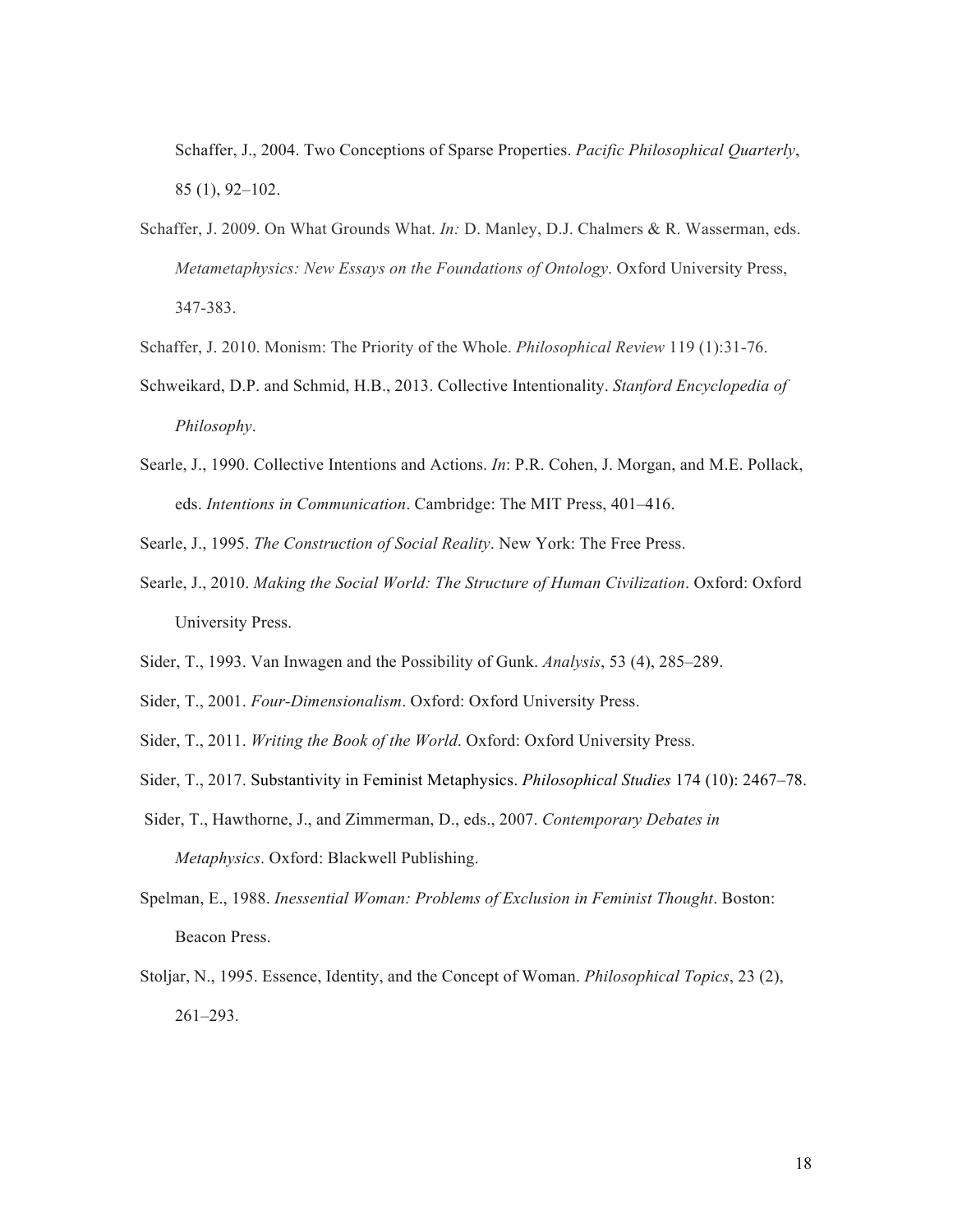Schaffer, J., 2004. Two Conceptions of Sparse Properties. *Pacific Philosophical Quarterly*, 85 (1), 92–102.

Schaffer, J. 2009. On What Grounds What. *In:* D. Manley, D.J. Chalmers & R. Wasserman, eds. *Metametaphysics: New Essays on the Foundations of Ontology*. Oxford University Press, 347-383.

Schaffer, J. 2010. Monism: The Priority of the Whole. *Philosophical Review* 119 (1):31-76.

Schweikard, D.P. and Schmid, H.B., 2013. Collective Intentionality. *Stanford Encyclopedia of Philosophy*.

Searle, J., 1990. Collective Intentions and Actions. *In*: P.R. Cohen, J. Morgan, and M.E. Pollack, eds. *Intentions in Communication*. Cambridge: The MIT Press, 401–416.

Searle, J., 1995. *The Construction of Social Reality*. New York: The Free Press.

Searle, J., 2010. *Making the Social World: The Structure of Human Civilization*. Oxford: Oxford University Press.

Sider, T., 1993. Van Inwagen and the Possibility of Gunk. *Analysis*, 53 (4), 285–289.

Sider, T., 2001. *Four-Dimensionalism*. Oxford: Oxford University Press.

Sider, T., 2011. *Writing the Book of the World*. Oxford: Oxford University Press.

Sider, T., 2017. Substantivity in Feminist Metaphysics. *Philosophical Studies* 174 (10): 2467–78.

Sider, T., Hawthorne, J., and Zimmerman, D., eds., 2007. *Contemporary Debates in Metaphysics*. Oxford: Blackwell Publishing.

Spelman, E., 1988. *Inessential Woman: Problems of Exclusion in Feminist Thought*. Boston: Beacon Press.

Stoljar, N., 1995. Essence, Identity, and the Concept of Woman. *Philosophical Topics*, 23 (2), 261–293.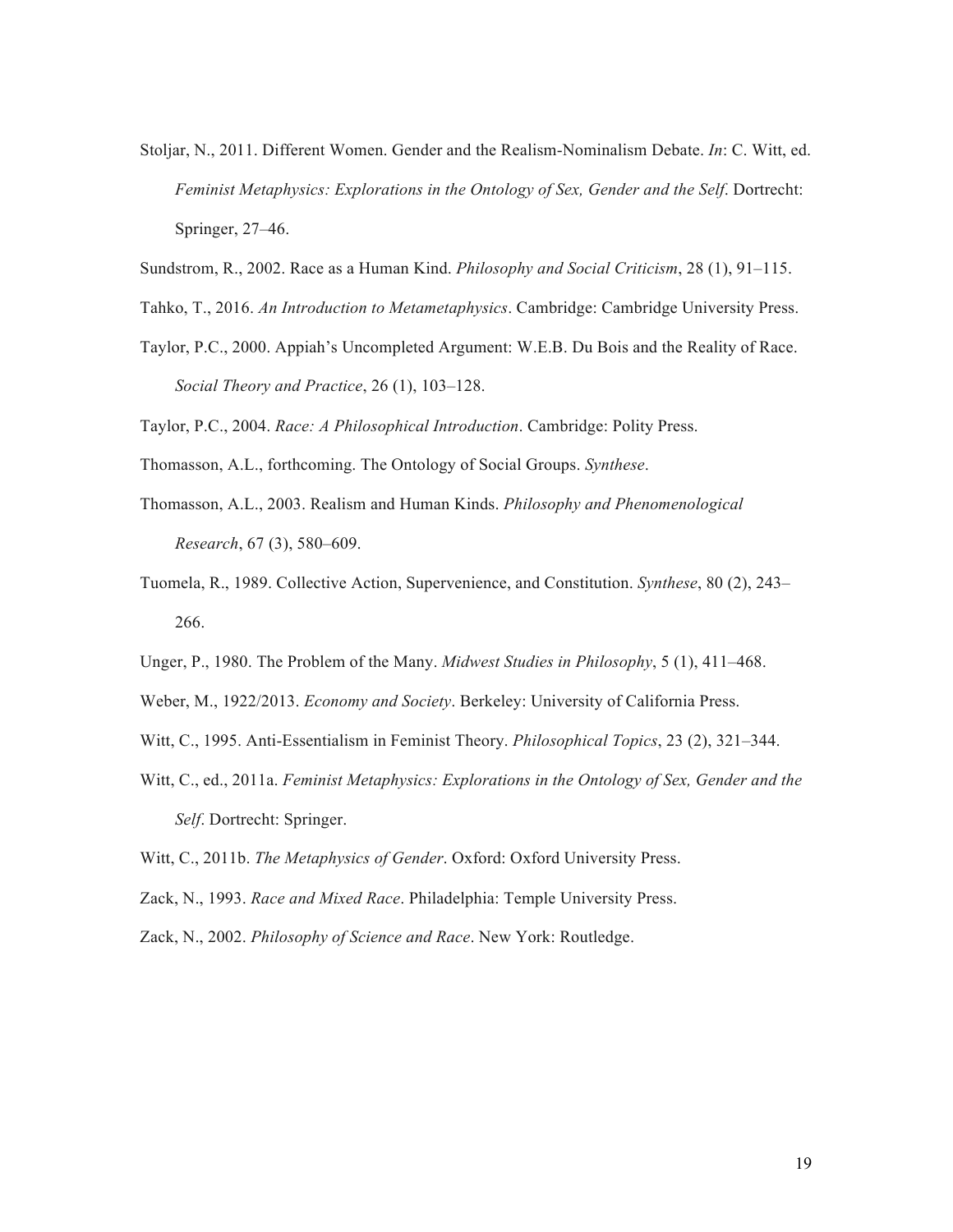Stoljar, N., 2011. Different Women. Gender and the Realism-Nominalism Debate. *In*: C. Witt, ed. *Feminist Metaphysics: Explorations in the Ontology of Sex, Gender and the Self*. Dortrecht: Springer, 27–46.

Sundstrom, R., 2002. Race as a Human Kind. *Philosophy and Social Criticism*, 28 (1), 91–115.

Tahko, T., 2016. *An Introduction to Metametaphysics*. Cambridge: Cambridge University Press.

Taylor, P.C., 2000. Appiah's Uncompleted Argument: W.E.B. Du Bois and the Reality of Race. *Social Theory and Practice*, 26 (1), 103–128.

Taylor, P.C., 2004. *Race: A Philosophical Introduction*. Cambridge: Polity Press.

Thomasson, A.L., forthcoming. The Ontology of Social Groups. *Synthese*.

Thomasson, A.L., 2003. Realism and Human Kinds. *Philosophy and Phenomenological Research*, 67 (3), 580–609.

Tuomela, R., 1989. Collective Action, Supervenience, and Constitution. *Synthese*, 80 (2), 243–266.

Unger, P., 1980. The Problem of the Many. *Midwest Studies in Philosophy*, 5 (1), 411–468.

Weber, M., 1922/2013. *Economy and Society*. Berkeley: University of California Press.

Witt, C., 1995. Anti-Essentialism in Feminist Theory. *Philosophical Topics*, 23 (2), 321–344.

Witt, C., ed., 2011a. *Feminist Metaphysics: Explorations in the Ontology of Sex, Gender and the Self*. Dortrecht: Springer.

Witt, C., 2011b. *The Metaphysics of Gender*. Oxford: Oxford University Press.

Zack, N., 1993. *Race and Mixed Race*. Philadelphia: Temple University Press.

Zack, N., 2002. *Philosophy of Science and Race*. New York: Routledge.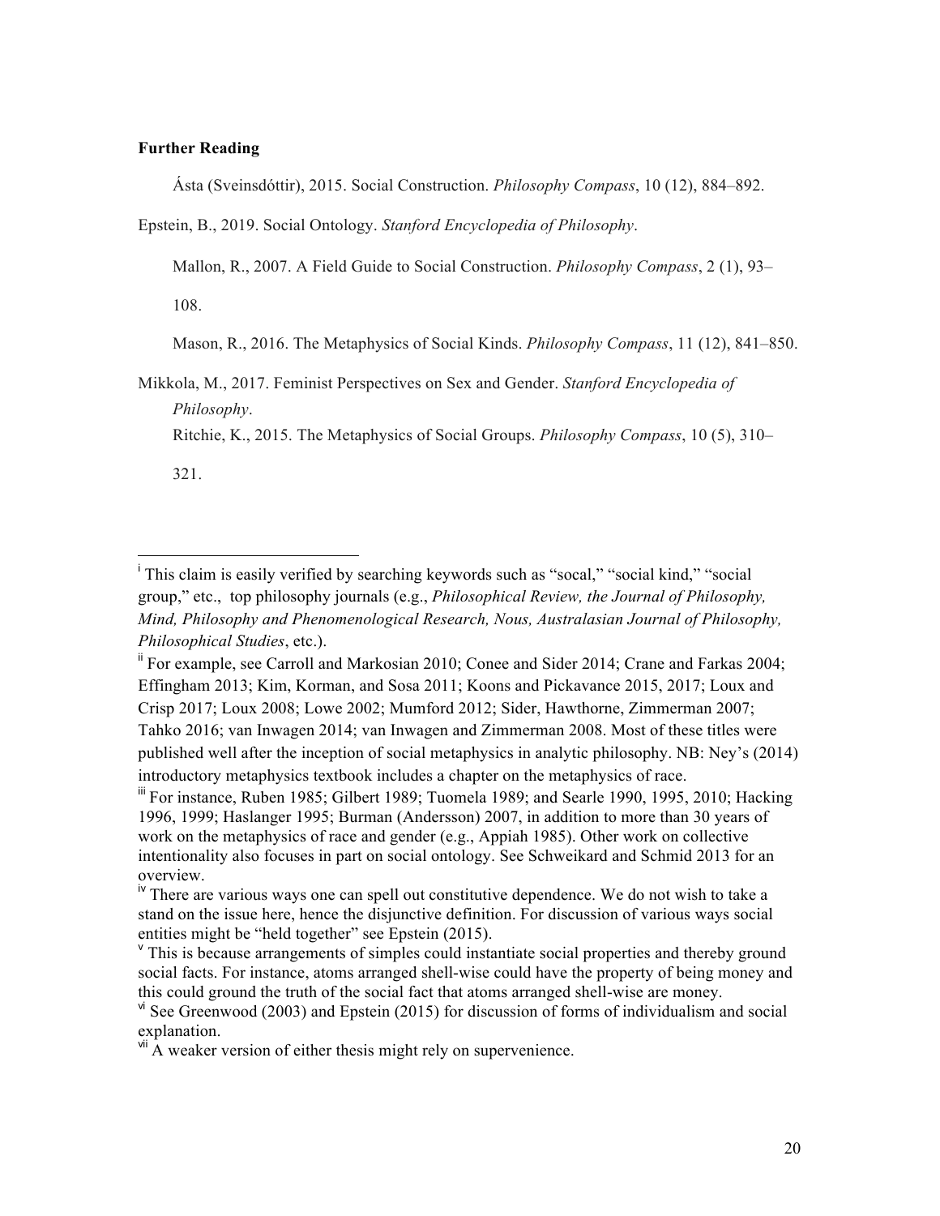**Further Reading**

Ásta (Sveinsdóttir), 2015. Social Construction. *Philosophy Compass*, 10 (12), 884–892.

Epstein, B., 2019. Social Ontology. *Stanford Encyclopedia of Philosophy*.

Mallon, R., 2007. A Field Guide to Social Construction. *Philosophy Compass*, 2 (1), 93–108.

Mason, R., 2016. The Metaphysics of Social Kinds. *Philosophy Compass*, 11 (12), 841–850.

Mikkola, M., 2017. Feminist Perspectives on Sex and Gender. *Stanford Encyclopedia of Philosophy*.

Ritchie, K., 2015. The Metaphysics of Social Groups. *Philosophy Compass*, 10 (5), 310–321.

---

[i] This claim is easily verified by searching keywords such as "socal," "social kind," "social group," etc., top philosophy journals (e.g., *Philosophical Review, the Journal of Philosophy, Mind, Philosophy and Phenomenological Research, Nous, Australasian Journal of Philosophy, Philosophical Studies*, etc.).

[ii] For example, see Carroll and Markosian 2010; Conee and Sider 2014; Crane and Farkas 2004; Effingham 2013; Kim, Korman, and Sosa 2011; Koons and Pickavance 2015, 2017; Loux and Crisp 2017; Loux 2008; Lowe 2002; Mumford 2012; Sider, Hawthorne, Zimmerman 2007; Tahko 2016; van Inwagen 2014; van Inwagen and Zimmerman 2008. Most of these titles were published well after the inception of social metaphysics in analytic philosophy. NB: Ney's (2014) introductory metaphysics textbook includes a chapter on the metaphysics of race.

[iii] For instance, Ruben 1985; Gilbert 1989; Tuomela 1989; and Searle 1990, 1995, 2010; Hacking 1996, 1999; Haslanger 1995; Burman (Andersson) 2007, in addition to more than 30 years of work on the metaphysics of race and gender (e.g., Appiah 1985). Other work on collective intentionality also focuses in part on social ontology. See Schweikard and Schmid 2013 for an overview.

[iv] There are various ways one can spell out constitutive dependence. We do not wish to take a stand on the issue here, hence the disjunctive definition. For discussion of various ways social entities might be "held together" see Epstein (2015).

[v] This is because arrangements of simples could instantiate social properties and thereby ground social facts. For instance, atoms arranged shell-wise could have the property of being money and this could ground the truth of the social fact that atoms arranged shell-wise are money.

[vi] See Greenwood (2003) and Epstein (2015) for discussion of forms of individualism and social explanation.

[vii] A weaker version of either thesis might rely on supervenience.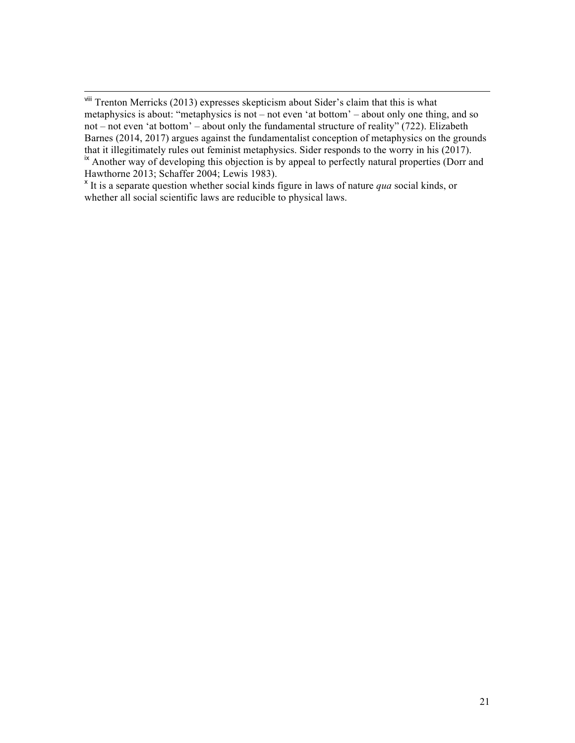[viii] Trenton Merricks (2013) expresses skepticism about Sider's claim that this is what metaphysics is about: "metaphysics is not – not even 'at bottom' – about only one thing, and so not – not even 'at bottom' – about only the fundamental structure of reality" (722). Elizabeth Barnes (2014, 2017) argues against the fundamentalist conception of metaphysics on the grounds that it illegitimately rules out feminist metaphysics. Sider responds to the worry in his (2017).

[ix] Another way of developing this objection is by appeal to perfectly natural properties (Dorr and Hawthorne 2013; Schaffer 2004; Lewis 1983).

[x] It is a separate question whether social kinds figure in laws of nature *qua* social kinds, or whether all social scientific laws are reducible to physical laws.